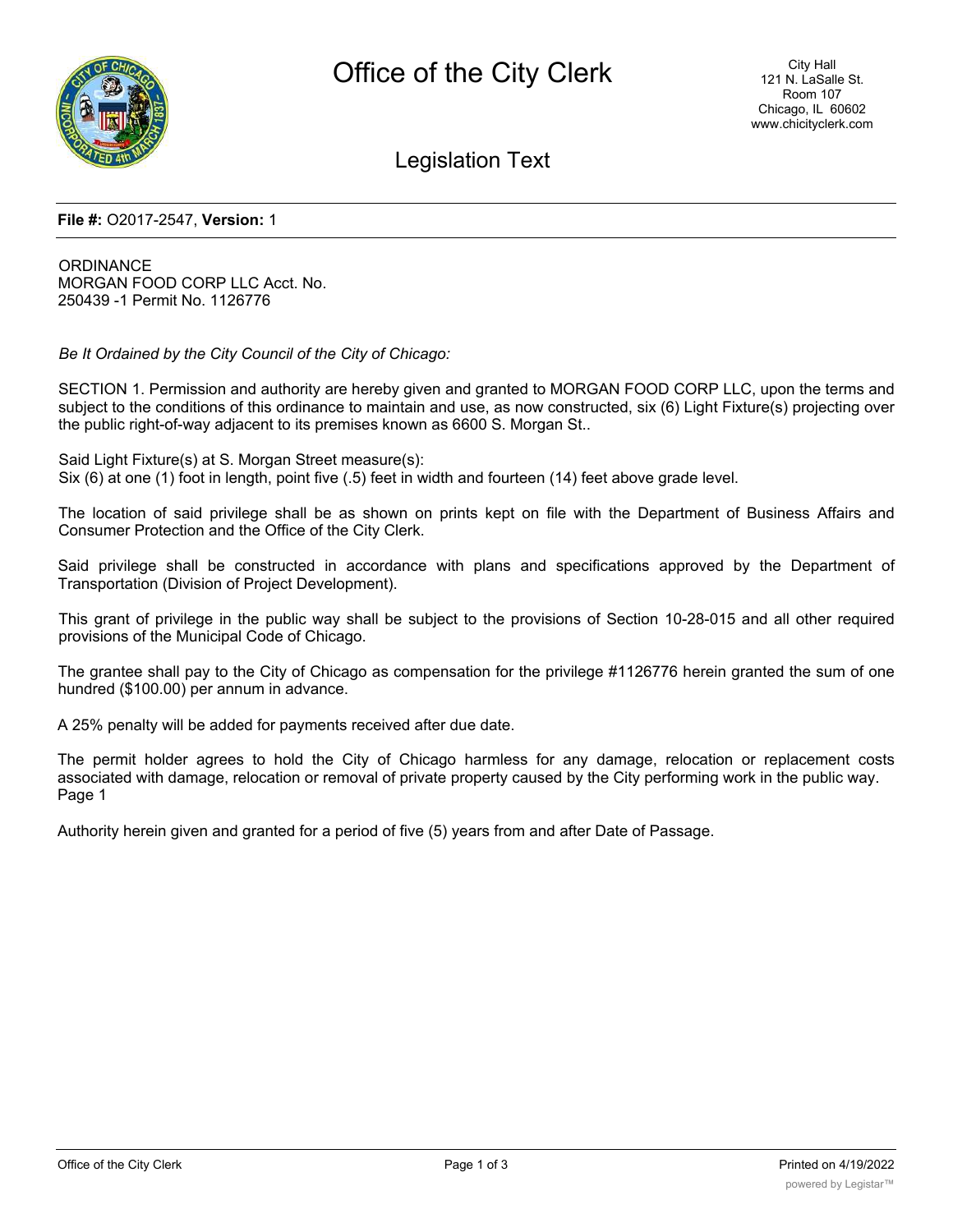# Office of the City Clerk

City Hall
121 N. LaSalle St.
Room 107
Chicago, IL 60602
www.chicityclerk.com

## Legislation Text

**File #:** O2017-2547, **Version:** 1

ORDINANCE
MORGAN FOOD CORP LLC Acct. No.
250439 -1 Permit No. 1126776

*Be It Ordained by the City Council of the City of Chicago:*

SECTION 1. Permission and authority are hereby given and granted to MORGAN FOOD CORP LLC, upon the terms and subject to the conditions of this ordinance to maintain and use, as now constructed, six (6) Light Fixture(s) projecting over the public right-of-way adjacent to its premises known as 6600 S. Morgan St..

Said Light Fixture(s) at S. Morgan Street measure(s):
Six (6) at one (1) foot in length, point five (.5) feet in width and fourteen (14) feet above grade level.

The location of said privilege shall be as shown on prints kept on file with the Department of Business Affairs and Consumer Protection and the Office of the City Clerk.

Said privilege shall be constructed in accordance with plans and specifications approved by the Department of Transportation (Division of Project Development).

This grant of privilege in the public way shall be subject to the provisions of Section 10-28-015 and all other required provisions of the Municipal Code of Chicago.

The grantee shall pay to the City of Chicago as compensation for the privilege #1126776 herein granted the sum of one hundred ($100.00) per annum in advance.

A 25% penalty will be added for payments received after due date.

The permit holder agrees to hold the City of Chicago harmless for any damage, relocation or replacement costs associated with damage, relocation or removal of private property caused by the City performing work in the public way.
Page 1

Authority herein given and granted for a period of five (5) years from and after Date of Passage.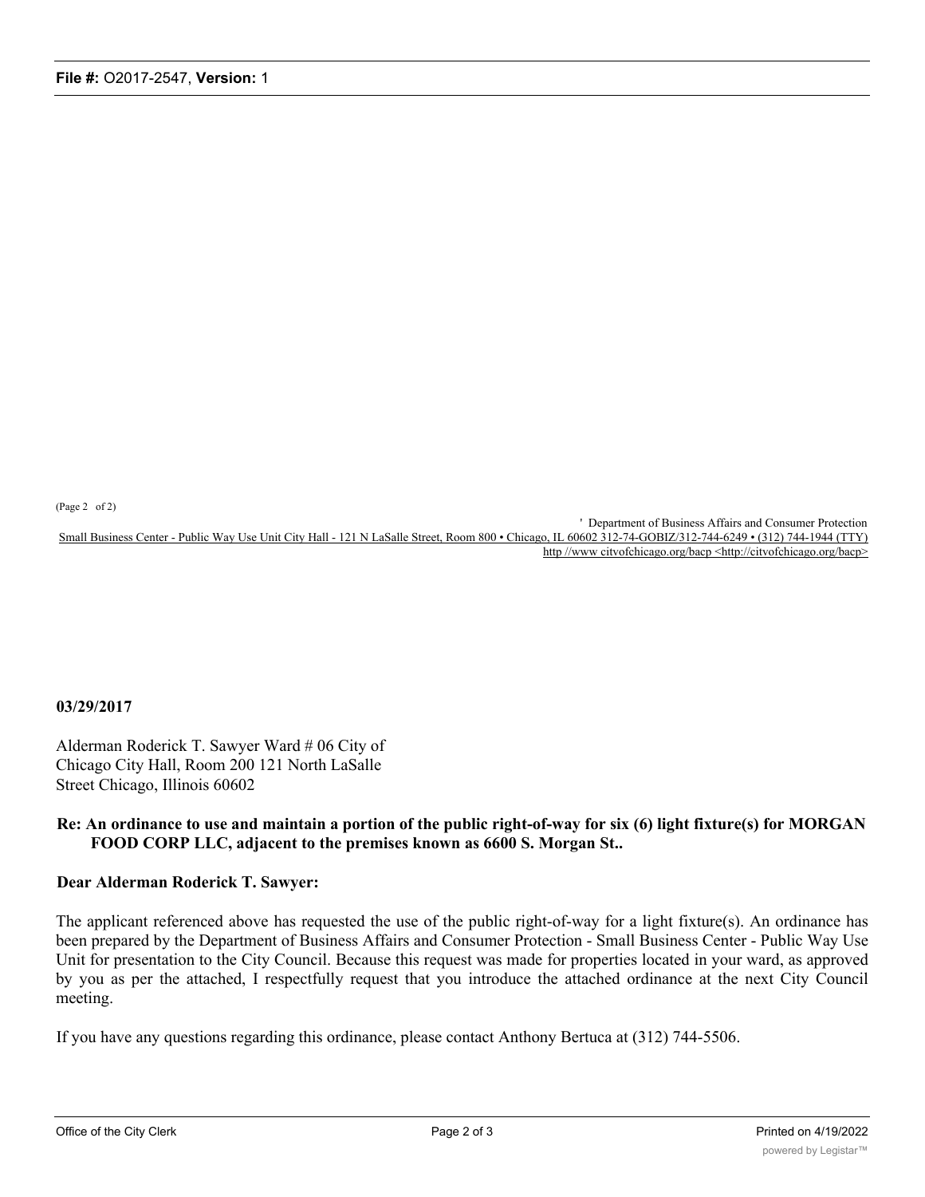(Page 2 of 2)

' Department of Business Affairs and Consumer Protection

Small Business Center - Public Way Use Unit City Hall - 121 N LaSalle Street, Room 800 • Chicago, IL 60602 312-74-GOBIZ/312-744-6249 • (312) 744-1944 (TTY) http //www citvofchicago.org/bacp <http://citvofchicago.org/bacp>

**03/29/2017**

Alderman Roderick T. Sawyer Ward # 06 City of Chicago City Hall, Room 200 121 North LaSalle Street Chicago, Illinois 60602

**Re: An ordinance to use and maintain a portion of the public right-of-way for six (6) light fixture(s) for MORGAN FOOD CORP LLC, adjacent to the premises known as 6600 S. Morgan St..**

**Dear Alderman Roderick T. Sawyer:**

The applicant referenced above has requested the use of the public right-of-way for a light fixture(s). An ordinance has been prepared by the Department of Business Affairs and Consumer Protection - Small Business Center - Public Way Use Unit for presentation to the City Council. Because this request was made for properties located in your ward, as approved by you as per the attached, I respectfully request that you introduce the attached ordinance at the next City Council meeting.

If you have any questions regarding this ordinance, please contact Anthony Bertuca at (312) 744-5506.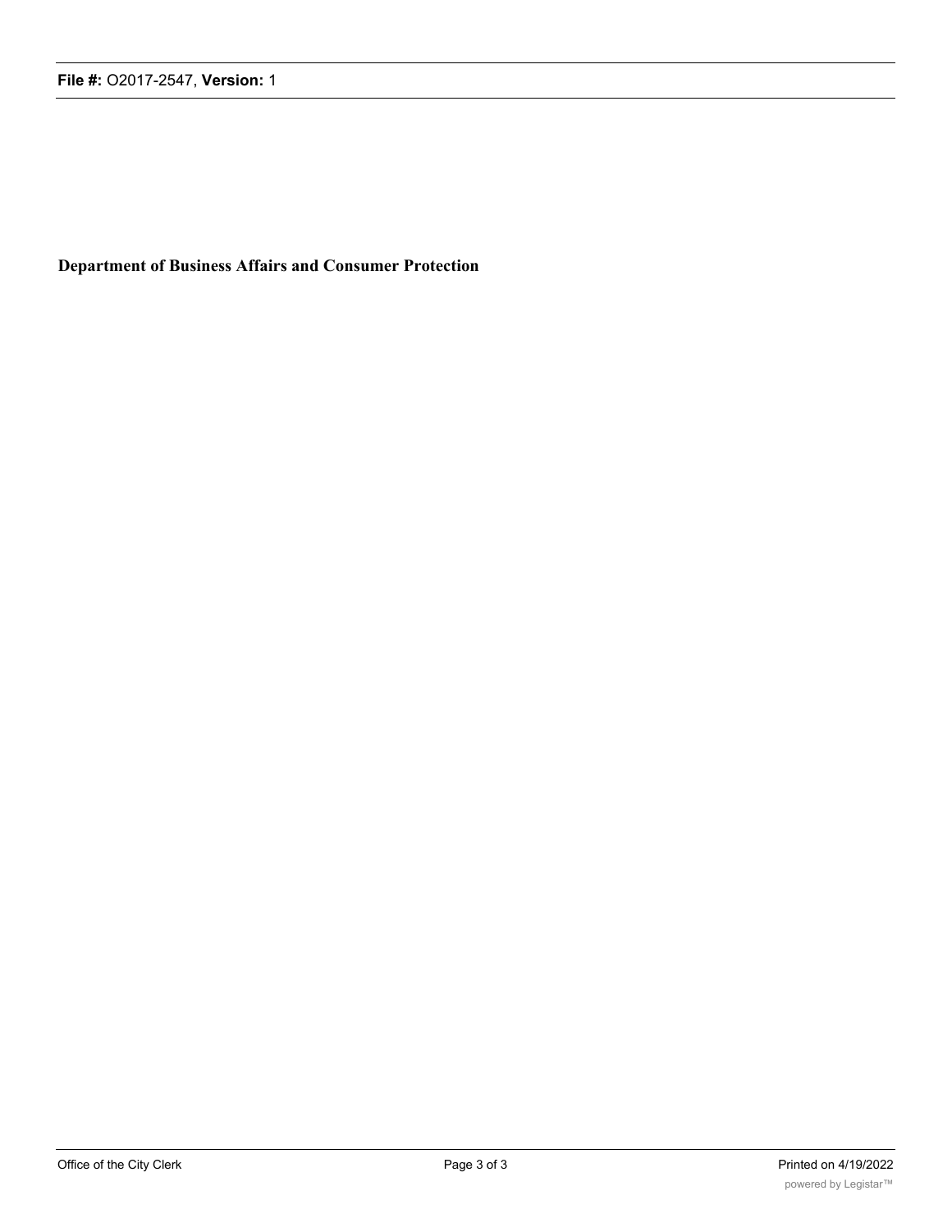**Department of Business Affairs and Consumer Protection**